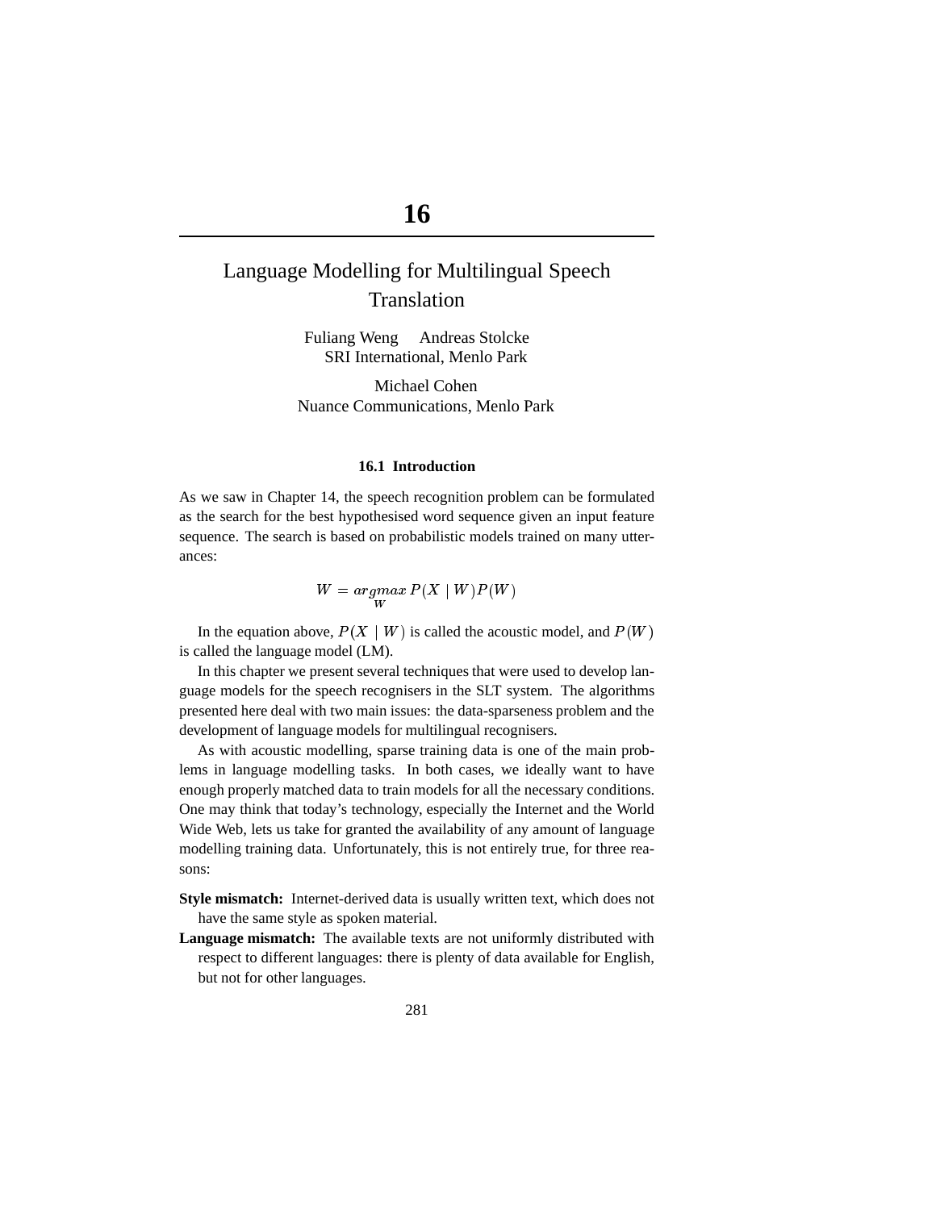# 16

## Language Modelling for Multilingual Speech Translation

Fuliang Weng  Andreas Stolcke
SRI International, Menlo Park

Michael Cohen
Nuance Communications, Menlo Park

### 16.1 Introduction

As we saw in Chapter 14, the speech recognition problem can be formulated as the search for the best hypothesised word sequence given an input feature sequence. The search is based on probabilistic models trained on many utterances:

$$W = \underset{W}{argmax}\, P(X \mid W)P(W)$$

In the equation above, $P(X \mid W)$ is called the acoustic model, and $P(W)$ is called the language model (LM).

In this chapter we present several techniques that were used to develop language models for the speech recognisers in the SLT system. The algorithms presented here deal with two main issues: the data-sparseness problem and the development of language models for multilingual recognisers.

As with acoustic modelling, sparse training data is one of the main problems in language modelling tasks. In both cases, we ideally want to have enough properly matched data to train models for all the necessary conditions. One may think that today's technology, especially the Internet and the World Wide Web, lets us take for granted the availability of any amount of language modelling training data. Unfortunately, this is not entirely true, for three reasons:

**Style mismatch:** Internet-derived data is usually written text, which does not have the same style as spoken material.

**Language mismatch:** The available texts are not uniformly distributed with respect to different languages: there is plenty of data available for English, but not for other languages.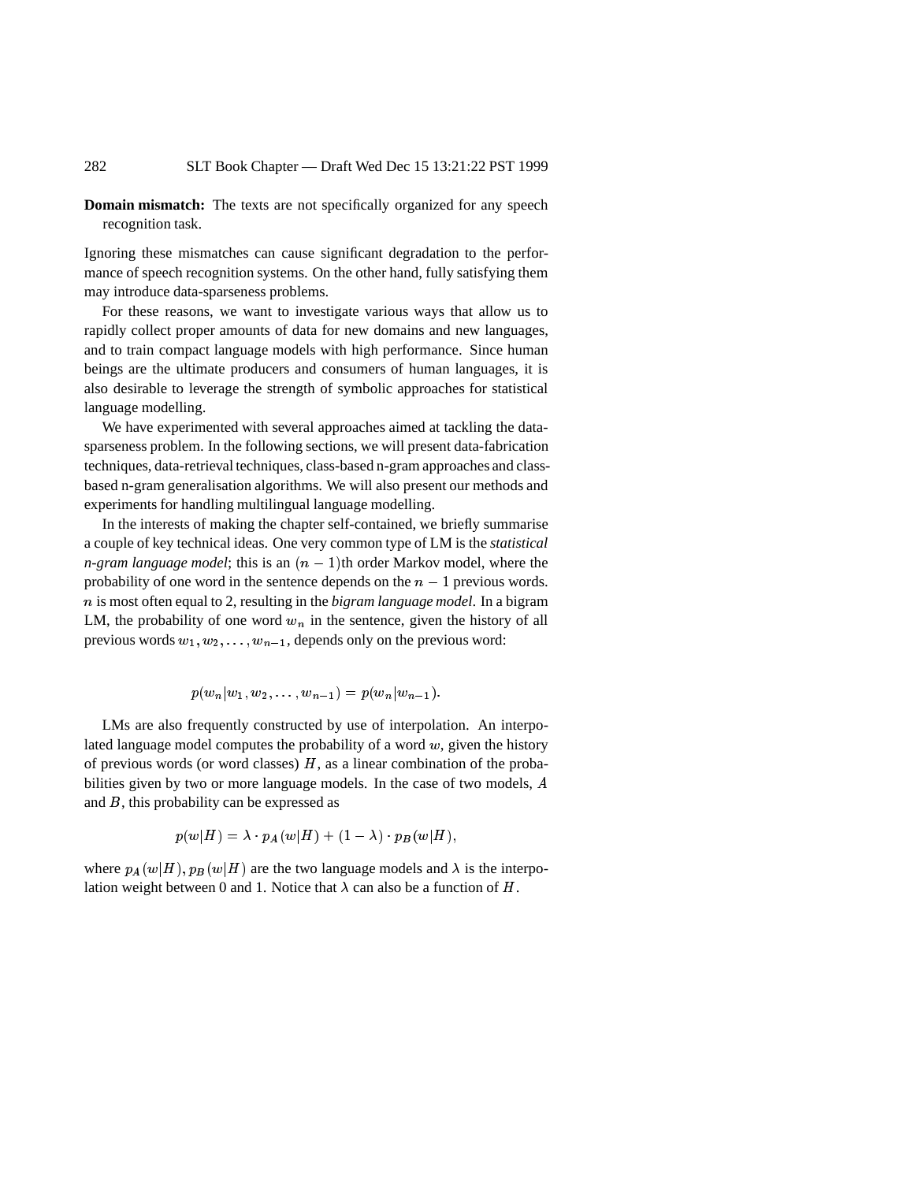**Domain mismatch:** The texts are not specifically organized for any speech recognition task.

Ignoring these mismatches can cause significant degradation to the performance of speech recognition systems. On the other hand, fully satisfying them may introduce data-sparseness problems.

For these reasons, we want to investigate various ways that allow us to rapidly collect proper amounts of data for new domains and new languages, and to train compact language models with high performance. Since human beings are the ultimate producers and consumers of human languages, it is also desirable to leverage the strength of symbolic approaches for statistical language modelling.

We have experimented with several approaches aimed at tackling the data-sparseness problem. In the following sections, we will present data-fabrication techniques, data-retrieval techniques, class-based n-gram approaches and class-based n-gram generalisation algorithms. We will also present our methods and experiments for handling multilingual language modelling.

In the interests of making the chapter self-contained, we briefly summarise a couple of key technical ideas. One very common type of LM is the *statistical n-gram language model*; this is an $(n-1)$th order Markov model, where the probability of one word in the sentence depends on the $n-1$ previous words. $n$ is most often equal to 2, resulting in the *bigram language model*. In a bigram LM, the probability of one word $w_n$ in the sentence, given the history of all previous words $w_1, w_2, \ldots, w_{n-1}$, depends only on the previous word:

$$p(w_n|w_1, w_2, \ldots, w_{n-1}) = p(w_n|w_{n-1}).$$

LMs are also frequently constructed by use of interpolation. An interpolated language model computes the probability of a word $w$, given the history of previous words (or word classes) $H$, as a linear combination of the probabilities given by two or more language models. In the case of two models, $A$ and $B$, this probability can be expressed as

$$p(w|H) = \lambda \cdot p_A(w|H) + (1-\lambda) \cdot p_B(w|H),$$

where $p_A(w|H), p_B(w|H)$ are the two language models and $\lambda$ is the interpolation weight between 0 and 1. Notice that $\lambda$ can also be a function of $H$.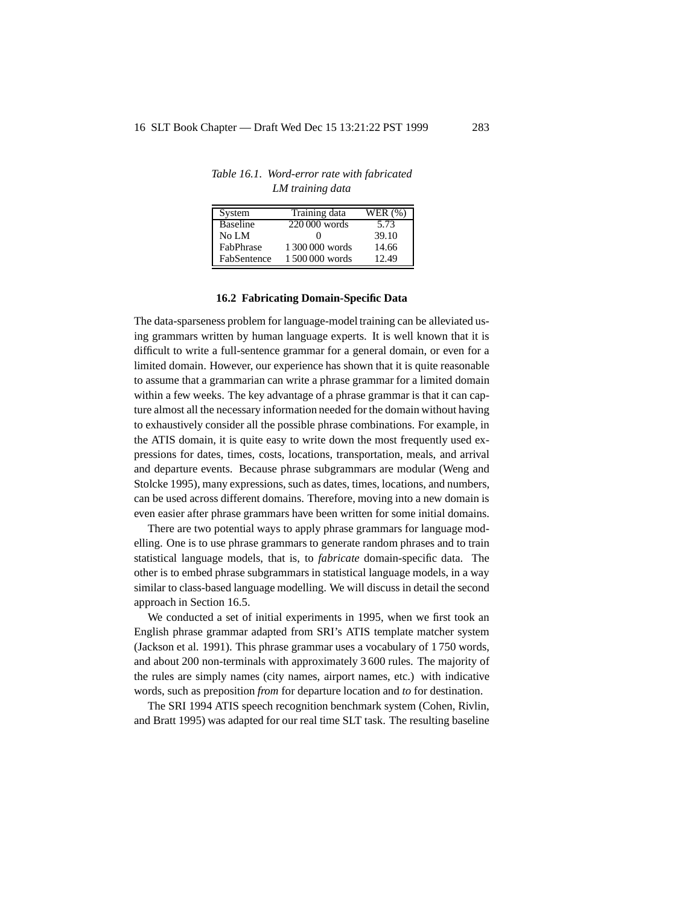*Table 16.1. Word-error rate with fabricated LM training data*

| System | Training data | WER (%) |
| --- | --- | --- |
| Baseline | 220 000 words | 5.73 |
| No LM | 0 | 39.10 |
| FabPhrase | 1 300 000 words | 14.66 |
| FabSentence | 1 500 000 words | 12.49 |

### 16.2 Fabricating Domain-Specific Data

The data-sparseness problem for language-model training can be alleviated using grammars written by human language experts. It is well known that it is difficult to write a full-sentence grammar for a general domain, or even for a limited domain. However, our experience has shown that it is quite reasonable to assume that a grammarian can write a phrase grammar for a limited domain within a few weeks. The key advantage of a phrase grammar is that it can capture almost all the necessary information needed for the domain without having to exhaustively consider all the possible phrase combinations. For example, in the ATIS domain, it is quite easy to write down the most frequently used expressions for dates, times, costs, locations, transportation, meals, and arrival and departure events. Because phrase subgrammars are modular (Weng and Stolcke 1995), many expressions, such as dates, times, locations, and numbers, can be used across different domains. Therefore, moving into a new domain is even easier after phrase grammars have been written for some initial domains.

There are two potential ways to apply phrase grammars for language modelling. One is to use phrase grammars to generate random phrases and to train statistical language models, that is, to *fabricate* domain-specific data. The other is to embed phrase subgrammars in statistical language models, in a way similar to class-based language modelling. We will discuss in detail the second approach in Section 16.5.

We conducted a set of initial experiments in 1995, when we first took an English phrase grammar adapted from SRI's ATIS template matcher system (Jackson et al. 1991). This phrase grammar uses a vocabulary of 1 750 words, and about 200 non-terminals with approximately 3 600 rules. The majority of the rules are simply names (city names, airport names, etc.) with indicative words, such as preposition *from* for departure location and *to* for destination.

The SRI 1994 ATIS speech recognition benchmark system (Cohen, Rivlin, and Bratt 1995) was adapted for our real time SLT task. The resulting baseline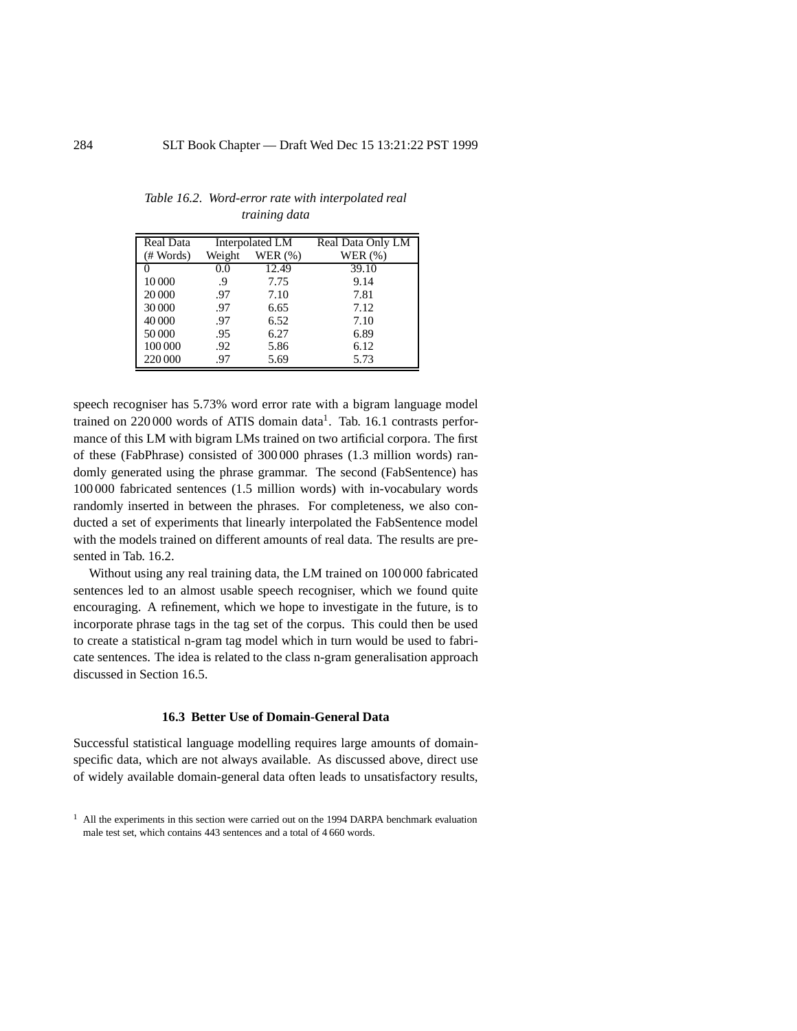*Table 16.2. Word-error rate with interpolated real training data*

| Real Data | Interpolated LM | | Real Data Only LM |
|---|---|---|---|
| (# Words) | Weight | WER (%) | WER (%) |
| 0 | 0.0 | 12.49 | 39.10 |
| 10 000 | .9 | 7.75 | 9.14 |
| 20 000 | .97 | 7.10 | 7.81 |
| 30 000 | .97 | 6.65 | 7.12 |
| 40 000 | .97 | 6.52 | 7.10 |
| 50 000 | .95 | 6.27 | 6.89 |
| 100 000 | .92 | 5.86 | 6.12 |
| 220 000 | .97 | 5.69 | 5.73 |

speech recogniser has 5.73% word error rate with a bigram language model trained on 220 000 words of ATIS domain data[1]. Tab. 16.1 contrasts performance of this LM with bigram LMs trained on two artificial corpora. The first of these (FabPhrase) consisted of 300 000 phrases (1.3 million words) randomly generated using the phrase grammar. The second (FabSentence) has 100 000 fabricated sentences (1.5 million words) with in-vocabulary words randomly inserted in between the phrases. For completeness, we also conducted a set of experiments that linearly interpolated the FabSentence model with the models trained on different amounts of real data. The results are presented in Tab. 16.2.

Without using any real training data, the LM trained on 100 000 fabricated sentences led to an almost usable speech recogniser, which we found quite encouraging. A refinement, which we hope to investigate in the future, is to incorporate phrase tags in the tag set of the corpus. This could then be used to create a statistical n-gram tag model which in turn would be used to fabricate sentences. The idea is related to the class n-gram generalisation approach discussed in Section 16.5.

### 16.3 Better Use of Domain-General Data

Successful statistical language modelling requires large amounts of domain-specific data, which are not always available. As discussed above, direct use of widely available domain-general data often leads to unsatisfactory results,

[1] All the experiments in this section were carried out on the 1994 DARPA benchmark evaluation male test set, which contains 443 sentences and a total of 4 660 words.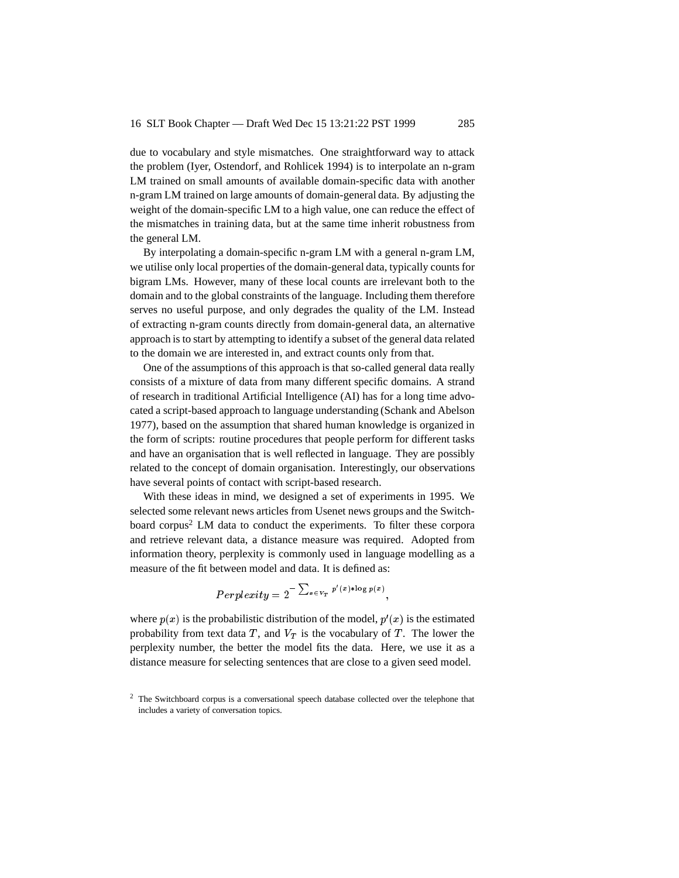due to vocabulary and style mismatches. One straightforward way to attack the problem (Iyer, Ostendorf, and Rohlicek 1994) is to interpolate an n-gram LM trained on small amounts of available domain-specific data with another n-gram LM trained on large amounts of domain-general data. By adjusting the weight of the domain-specific LM to a high value, one can reduce the effect of the mismatches in training data, but at the same time inherit robustness from the general LM.

By interpolating a domain-specific n-gram LM with a general n-gram LM, we utilise only local properties of the domain-general data, typically counts for bigram LMs. However, many of these local counts are irrelevant both to the domain and to the global constraints of the language. Including them therefore serves no useful purpose, and only degrades the quality of the LM. Instead of extracting n-gram counts directly from domain-general data, an alternative approach is to start by attempting to identify a subset of the general data related to the domain we are interested in, and extract counts only from that.

One of the assumptions of this approach is that so-called general data really consists of a mixture of data from many different specific domains. A strand of research in traditional Artificial Intelligence (AI) has for a long time advocated a script-based approach to language understanding (Schank and Abelson 1977), based on the assumption that shared human knowledge is organized in the form of scripts: routine procedures that people perform for different tasks and have an organisation that is well reflected in language. They are possibly related to the concept of domain organisation. Interestingly, our observations have several points of contact with script-based research.

With these ideas in mind, we designed a set of experiments in 1995. We selected some relevant news articles from Usenet news groups and the Switchboard corpus[2] LM data to conduct the experiments. To filter these corpora and retrieve relevant data, a distance measure was required. Adopted from information theory, perplexity is commonly used in language modelling as a measure of the fit between model and data. It is defined as:

$$Perplexity = 2^{-\sum_{x \in V_T} p'(x) * \log p(x)},$$

where $p(x)$ is the probabilistic distribution of the model, $p'(x)$ is the estimated probability from text data $T$, and $V_T$ is the vocabulary of $T$. The lower the perplexity number, the better the model fits the data. Here, we use it as a distance measure for selecting sentences that are close to a given seed model.

[2] The Switchboard corpus is a conversational speech database collected over the telephone that includes a variety of conversation topics.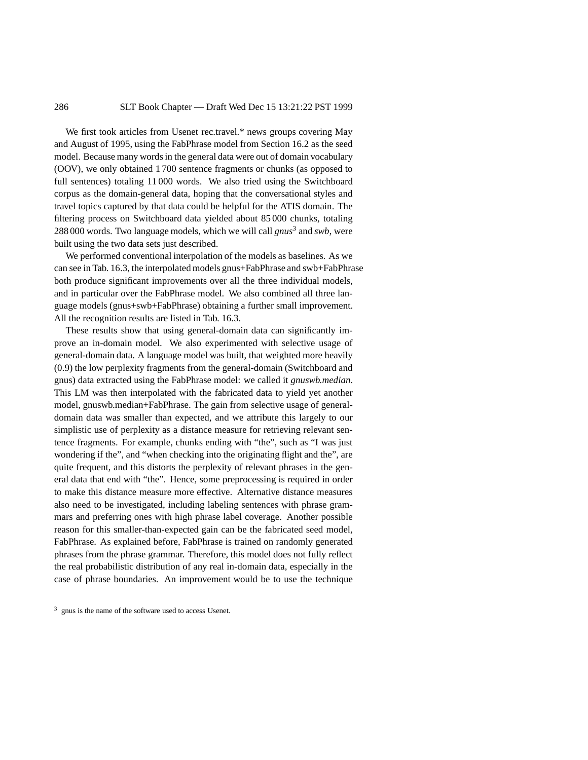We first took articles from Usenet rec.travel.* news groups covering May and August of 1995, using the FabPhrase model from Section 16.2 as the seed model. Because many words in the general data were out of domain vocabulary (OOV), we only obtained 1 700 sentence fragments or chunks (as opposed to full sentences) totaling 11 000 words. We also tried using the Switchboard corpus as the domain-general data, hoping that the conversational styles and travel topics captured by that data could be helpful for the ATIS domain. The filtering process on Switchboard data yielded about 85 000 chunks, totaling 288 000 words. Two language models, which we will call *gnus*[3] and *swb*, were built using the two data sets just described.

We performed conventional interpolation of the models as baselines. As we can see in Tab. 16.3, the interpolated models gnus+FabPhrase and swb+FabPhrase both produce significant improvements over all the three individual models, and in particular over the FabPhrase model. We also combined all three language models (gnus+swb+FabPhrase) obtaining a further small improvement. All the recognition results are listed in Tab. 16.3.

These results show that using general-domain data can significantly improve an in-domain model. We also experimented with selective usage of general-domain data. A language model was built, that weighted more heavily (0.9) the low perplexity fragments from the general-domain (Switchboard and gnus) data extracted using the FabPhrase model: we called it *gnuswb.median*. This LM was then interpolated with the fabricated data to yield yet another model, gnuswb.median+FabPhrase. The gain from selective usage of general-domain data was smaller than expected, and we attribute this largely to our simplistic use of perplexity as a distance measure for retrieving relevant sentence fragments. For example, chunks ending with "the", such as "I was just wondering if the", and "when checking into the originating flight and the", are quite frequent, and this distorts the perplexity of relevant phrases in the general data that end with "the". Hence, some preprocessing is required in order to make this distance measure more effective. Alternative distance measures also need to be investigated, including labeling sentences with phrase grammars and preferring ones with high phrase label coverage. Another possible reason for this smaller-than-expected gain can be the fabricated seed model, FabPhrase. As explained before, FabPhrase is trained on randomly generated phrases from the phrase grammar. Therefore, this model does not fully reflect the real probabilistic distribution of any real in-domain data, especially in the case of phrase boundaries. An improvement would be to use the technique

[3] gnus is the name of the software used to access Usenet.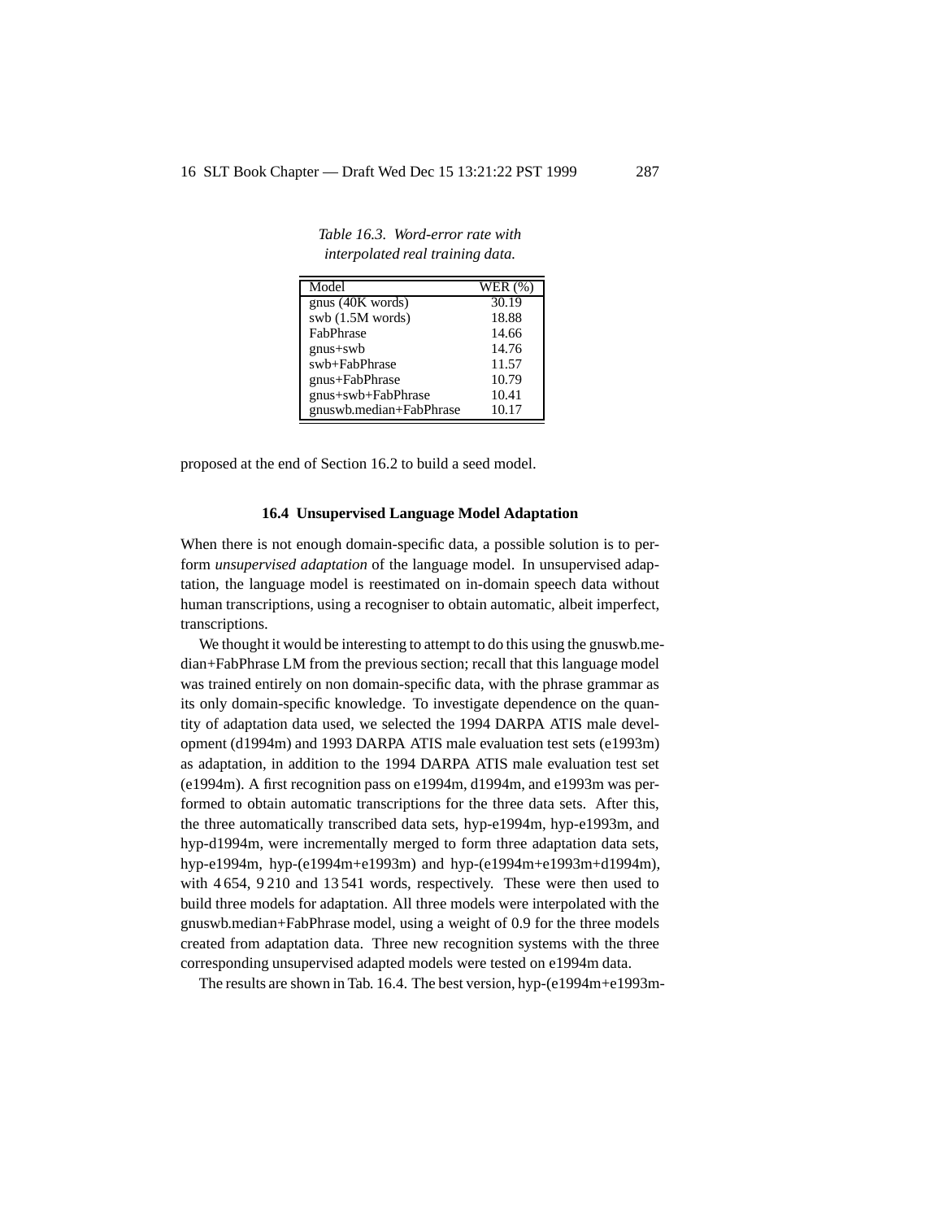*Table 16.3. Word-error rate with interpolated real training data.*

| Model | WER (%) |
|---|---|
| gnus (40K words) | 30.19 |
| swb (1.5M words) | 18.88 |
| FabPhrase | 14.66 |
| gnus+swb | 14.76 |
| swb+FabPhrase | 11.57 |
| gnus+FabPhrase | 10.79 |
| gnus+swb+FabPhrase | 10.41 |
| gnuswb.median+FabPhrase | 10.17 |

proposed at the end of Section 16.2 to build a seed model.

### 16.4 Unsupervised Language Model Adaptation

When there is not enough domain-specific data, a possible solution is to perform *unsupervised adaptation* of the language model. In unsupervised adaptation, the language model is reestimated on in-domain speech data without human transcriptions, using a recogniser to obtain automatic, albeit imperfect, transcriptions.

We thought it would be interesting to attempt to do this using the gnuswb.median+FabPhrase LM from the previous section; recall that this language model was trained entirely on non domain-specific data, with the phrase grammar as its only domain-specific knowledge. To investigate dependence on the quantity of adaptation data used, we selected the 1994 DARPA ATIS male development (d1994m) and 1993 DARPA ATIS male evaluation test sets (e1993m) as adaptation, in addition to the 1994 DARPA ATIS male evaluation test set (e1994m). A first recognition pass on e1994m, d1994m, and e1993m was performed to obtain automatic transcriptions for the three data sets. After this, the three automatically transcribed data sets, hyp-e1994m, hyp-e1993m, and hyp-d1994m, were incrementally merged to form three adaptation data sets, hyp-e1994m, hyp-(e1994m+e1993m) and hyp-(e1994m+e1993m+d1994m), with 4 654, 9 210 and 13 541 words, respectively. These were then used to build three models for adaptation. All three models were interpolated with the gnuswb.median+FabPhrase model, using a weight of 0.9 for the three models created from adaptation data. Three new recognition systems with the three corresponding unsupervised adapted models were tested on e1994m data.

The results are shown in Tab. 16.4. The best version, hyp-(e1994m+e1993m-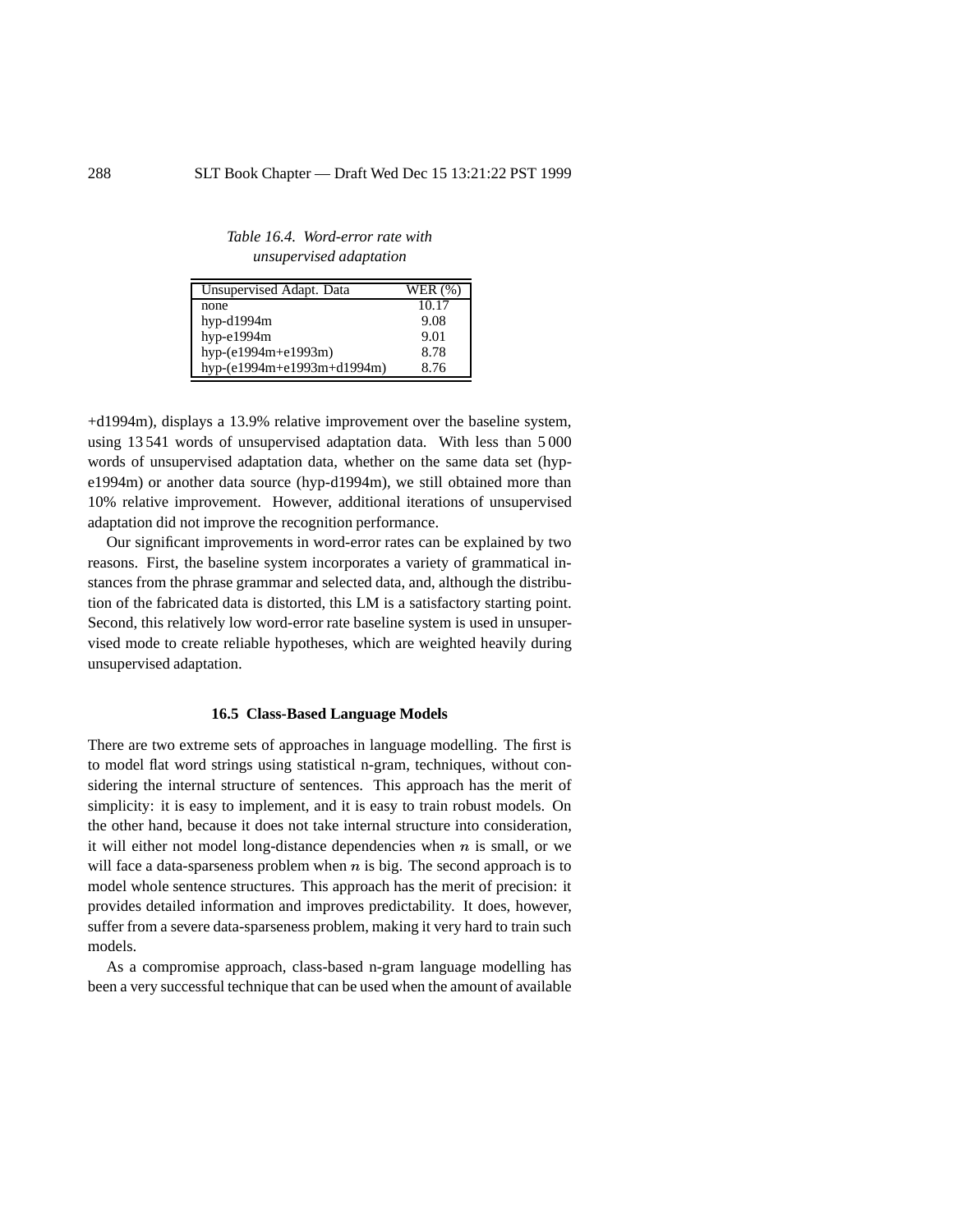*Table 16.4. Word-error rate with unsupervised adaptation*

| Unsupervised Adapt. Data | WER (%) |
|---|---|
| none | 10.17 |
| hyp-d1994m | 9.08 |
| hyp-e1994m | 9.01 |
| hyp-(e1994m+e1993m) | 8.78 |
| hyp-(e1994m+e1993m+d1994m) | 8.76 |

+d1994m), displays a 13.9% relative improvement over the baseline system, using 13 541 words of unsupervised adaptation data. With less than 5 000 words of unsupervised adaptation data, whether on the same data set (hyp-e1994m) or another data source (hyp-d1994m), we still obtained more than 10% relative improvement. However, additional iterations of unsupervised adaptation did not improve the recognition performance.

Our significant improvements in word-error rates can be explained by two reasons. First, the baseline system incorporates a variety of grammatical instances from the phrase grammar and selected data, and, although the distribution of the fabricated data is distorted, this LM is a satisfactory starting point. Second, this relatively low word-error rate baseline system is used in unsupervised mode to create reliable hypotheses, which are weighted heavily during unsupervised adaptation.

## 16.5 Class-Based Language Models

There are two extreme sets of approaches in language modelling. The first is to model flat word strings using statistical n-gram, techniques, without considering the internal structure of sentences. This approach has the merit of simplicity: it is easy to implement, and it is easy to train robust models. On the other hand, because it does not take internal structure into consideration, it will either not model long-distance dependencies when $n$ is small, or we will face a data-sparseness problem when $n$ is big. The second approach is to model whole sentence structures. This approach has the merit of precision: it provides detailed information and improves predictability. It does, however, suffer from a severe data-sparseness problem, making it very hard to train such models.

As a compromise approach, class-based n-gram language modelling has been a very successful technique that can be used when the amount of available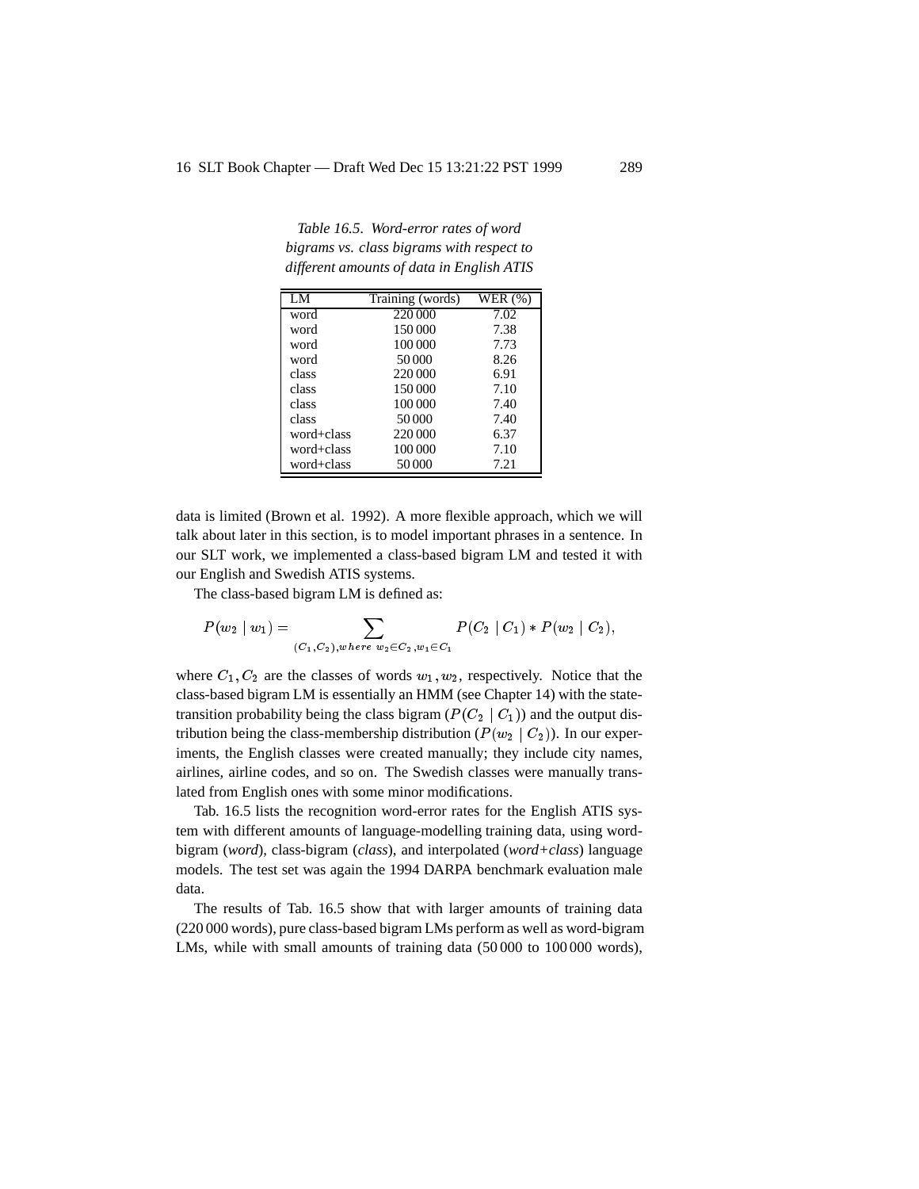*Table 16.5. Word-error rates of word bigrams vs. class bigrams with respect to different amounts of data in English ATIS*

| LM | Training (words) | WER (%) |
|---|---|---|
| word | 220 000 | 7.02 |
| word | 150 000 | 7.38 |
| word | 100 000 | 7.73 |
| word | 50 000 | 8.26 |
| class | 220 000 | 6.91 |
| class | 150 000 | 7.10 |
| class | 100 000 | 7.40 |
| class | 50 000 | 7.40 |
| word+class | 220 000 | 6.37 |
| word+class | 100 000 | 7.10 |
| word+class | 50 000 | 7.21 |

data is limited (Brown et al. 1992). A more flexible approach, which we will talk about later in this section, is to model important phrases in a sentence. In our SLT work, we implemented a class-based bigram LM and tested it with our English and Swedish ATIS systems.

The class-based bigram LM is defined as:

$$P(w_2 \mid w_1) = \sum_{(C_1, C_2), where\ w_2 \in C_2, w_1 \in C_1} P(C_2 \mid C_1) * P(w_2 \mid C_2),$$

where $C_1, C_2$ are the classes of words $w_1, w_2$, respectively. Notice that the class-based bigram LM is essentially an HMM (see Chapter 14) with the state-transition probability being the class bigram ($P(C_2 \mid C_1)$) and the output distribution being the class-membership distribution ($P(w_2 \mid C_2)$). In our experiments, the English classes were created manually; they include city names, airlines, airline codes, and so on. The Swedish classes were manually translated from English ones with some minor modifications.

Tab. 16.5 lists the recognition word-error rates for the English ATIS system with different amounts of language-modelling training data, using word-bigram (*word*), class-bigram (*class*), and interpolated (*word+class*) language models. The test set was again the 1994 DARPA benchmark evaluation male data.

The results of Tab. 16.5 show that with larger amounts of training data (220 000 words), pure class-based bigram LMs perform as well as word-bigram LMs, while with small amounts of training data (50 000 to 100 000 words),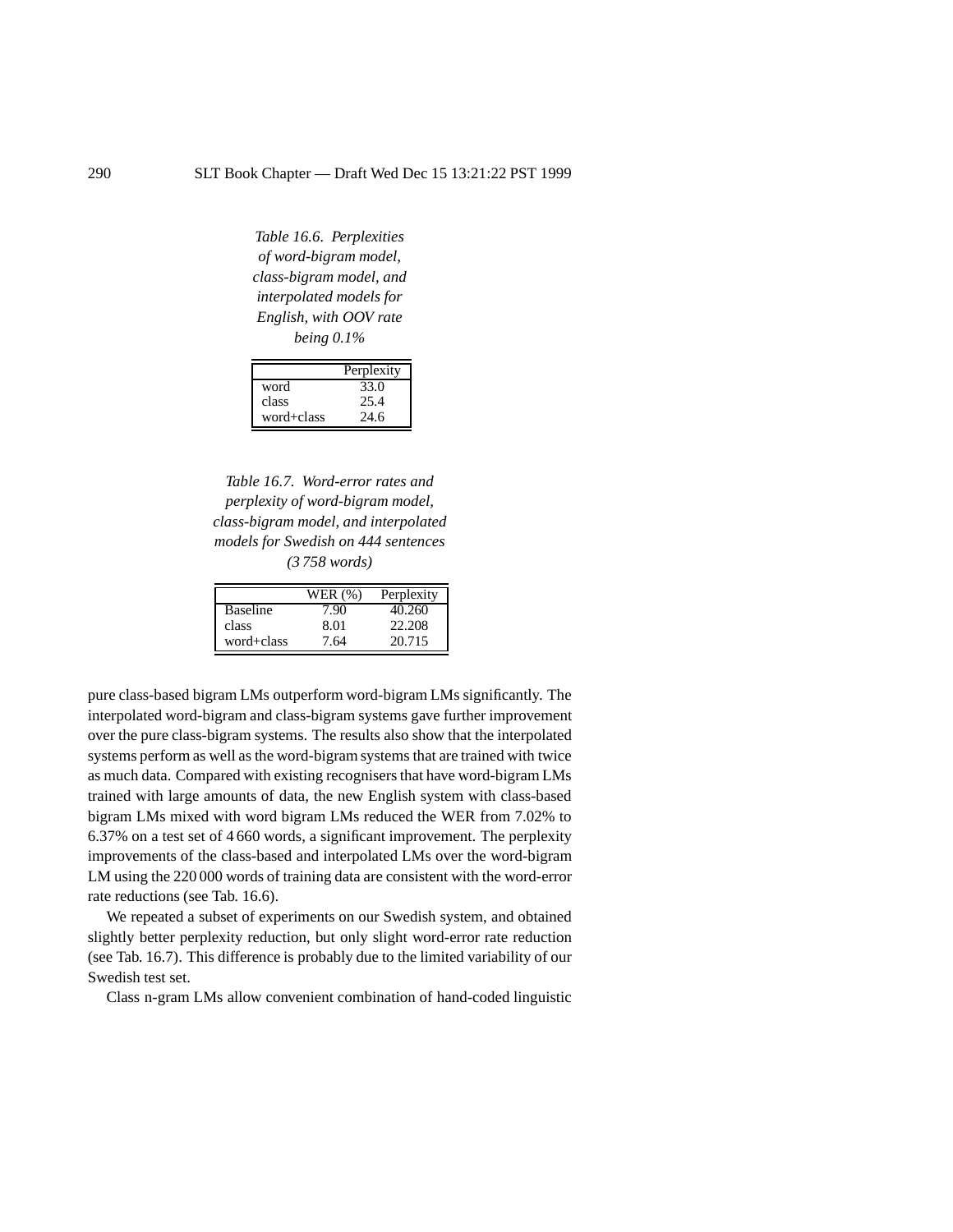*Table 16.6. Perplexities of word-bigram model, class-bigram model, and interpolated models for English, with OOV rate being 0.1%*

| | Perplexity |
|---|---|
| word | 33.0 |
| class | 25.4 |
| word+class | 24.6 |

*Table 16.7. Word-error rates and perplexity of word-bigram model, class-bigram model, and interpolated models for Swedish on 444 sentences (3 758 words)*

| | WER (%) | Perplexity |
|---|---|---|
| Baseline | 7.90 | 40.260 |
| class | 8.01 | 22.208 |
| word+class | 7.64 | 20.715 |

pure class-based bigram LMs outperform word-bigram LMs significantly. The interpolated word-bigram and class-bigram systems gave further improvement over the pure class-bigram systems. The results also show that the interpolated systems perform as well as the word-bigram systems that are trained with twice as much data. Compared with existing recognisers that have word-bigram LMs trained with large amounts of data, the new English system with class-based bigram LMs mixed with word bigram LMs reduced the WER from 7.02% to 6.37% on a test set of 4 660 words, a significant improvement. The perplexity improvements of the class-based and interpolated LMs over the word-bigram LM using the 220 000 words of training data are consistent with the word-error rate reductions (see Tab. 16.6).

We repeated a subset of experiments on our Swedish system, and obtained slightly better perplexity reduction, but only slight word-error rate reduction (see Tab. 16.7). This difference is probably due to the limited variability of our Swedish test set.

Class n-gram LMs allow convenient combination of hand-coded linguistic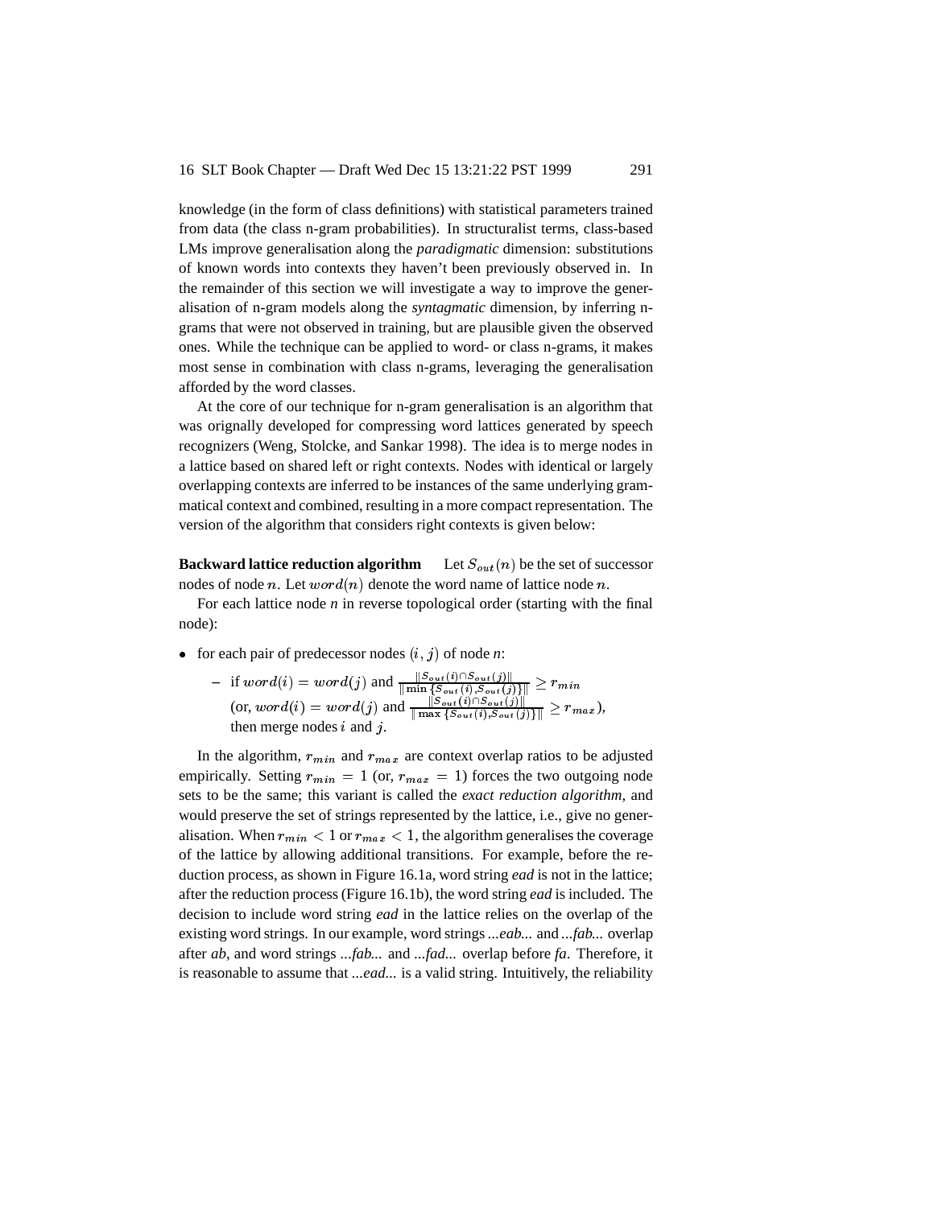knowledge (in the form of class definitions) with statistical parameters trained from data (the class n-gram probabilities). In structuralist terms, class-based LMs improve generalisation along the *paradigmatic* dimension: substitutions of known words into contexts they haven't been previously observed in. In the remainder of this section we will investigate a way to improve the generalisation of n-gram models along the *syntagmatic* dimension, by inferring n-grams that were not observed in training, but are plausible given the observed ones. While the technique can be applied to word- or class n-grams, it makes most sense in combination with class n-grams, leveraging the generalisation afforded by the word classes.

At the core of our technique for n-gram generalisation is an algorithm that was orignally developed for compressing word lattices generated by speech recognizers (Weng, Stolcke, and Sankar 1998). The idea is to merge nodes in a lattice based on shared left or right contexts. Nodes with identical or largely overlapping contexts are inferred to be instances of the same underlying grammatical context and combined, resulting in a more compact representation. The version of the algorithm that considers right contexts is given below:

**Backward lattice reduction algorithm** Let $S_{out}(n)$ be the set of successor nodes of node $n$. Let $word(n)$ denote the word name of lattice node $n$.

For each lattice node *n* in reverse topological order (starting with the final node):

- for each pair of predecessor nodes $(i, j)$ of node *n*:
  - if $word(i) = word(j)$ and $\frac{\|S_{out}(i) \cap S_{out}(j)\|}{\|\min\{S_{out}(i), S_{out}(j)\}\|} \geq r_{min}$ (or, $word(i) = word(j)$ and $\frac{\|S_{out}(i) \cap S_{out}(j)\|}{\|\max\{S_{out}(i), S_{out}(j)\}\|} \geq r_{max}$), then merge nodes $i$ and $j$.

In the algorithm, $r_{min}$ and $r_{max}$ are context overlap ratios to be adjusted empirically. Setting $r_{min} = 1$ (or, $r_{max} = 1$) forces the two outgoing node sets to be the same; this variant is called the *exact reduction algorithm*, and would preserve the set of strings represented by the lattice, i.e., give no generalisation. When $r_{min} < 1$ or $r_{max} < 1$, the algorithm generalises the coverage of the lattice by allowing additional transitions. For example, before the reduction process, as shown in Figure 16.1a, word string *ead* is not in the lattice; after the reduction process (Figure 16.1b), the word string *ead* is included. The decision to include word string *ead* in the lattice relies on the overlap of the existing word strings. In our example, word strings *...eab...* and *...fab...* overlap after *ab*, and word strings *...fab...* and *...fad...* overlap before *fa*. Therefore, it is reasonable to assume that *...ead...* is a valid string. Intuitively, the reliability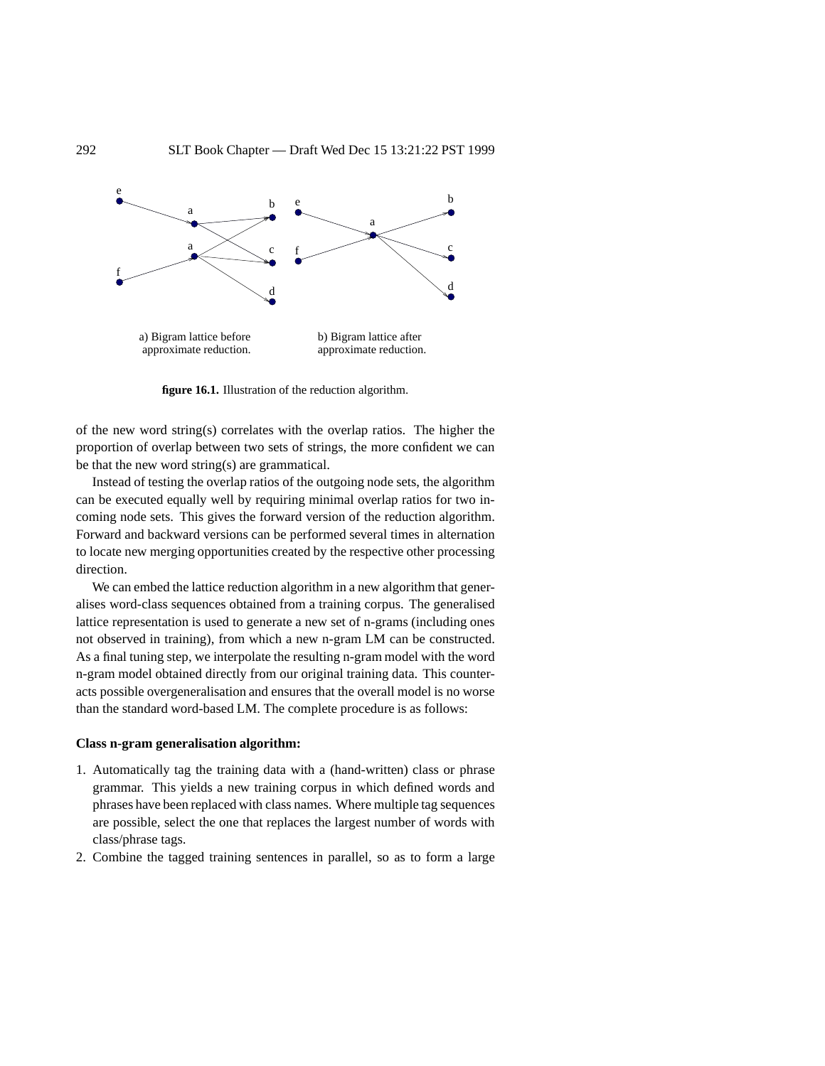a) Bigram lattice before approximate reduction.

b) Bigram lattice after approximate reduction.

**figure 16.1.** Illustration of the reduction algorithm.

of the new word string(s) correlates with the overlap ratios. The higher the proportion of overlap between two sets of strings, the more confident we can be that the new word string(s) are grammatical.

Instead of testing the overlap ratios of the outgoing node sets, the algorithm can be executed equally well by requiring minimal overlap ratios for two incoming node sets. This gives the forward version of the reduction algorithm. Forward and backward versions can be performed several times in alternation to locate new merging opportunities created by the respective other processing direction.

We can embed the lattice reduction algorithm in a new algorithm that generalises word-class sequences obtained from a training corpus. The generalised lattice representation is used to generate a new set of n-grams (including ones not observed in training), from which a new n-gram LM can be constructed. As a final tuning step, we interpolate the resulting n-gram model with the word n-gram model obtained directly from our original training data. This counteracts possible overgeneralisation and ensures that the overall model is no worse than the standard word-based LM. The complete procedure is as follows:

**Class n-gram generalisation algorithm:**

1. Automatically tag the training data with a (hand-written) class or phrase grammar. This yields a new training corpus in which defined words and phrases have been replaced with class names. Where multiple tag sequences are possible, select the one that replaces the largest number of words with class/phrase tags.
2. Combine the tagged training sentences in parallel, so as to form a large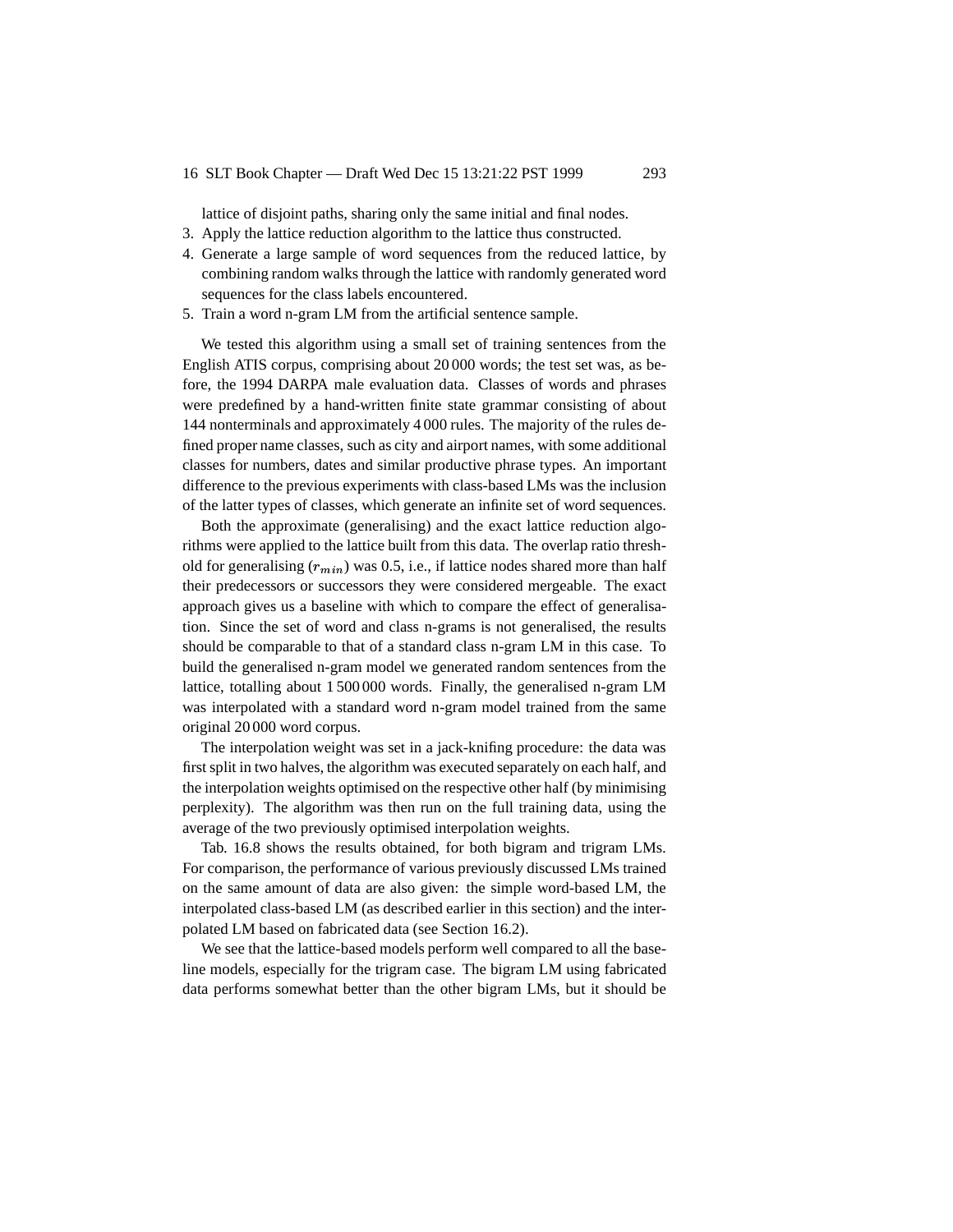lattice of disjoint paths, sharing only the same initial and final nodes.

3. Apply the lattice reduction algorithm to the lattice thus constructed.
4. Generate a large sample of word sequences from the reduced lattice, by combining random walks through the lattice with randomly generated word sequences for the class labels encountered.
5. Train a word n-gram LM from the artificial sentence sample.

We tested this algorithm using a small set of training sentences from the English ATIS corpus, comprising about 20 000 words; the test set was, as before, the 1994 DARPA male evaluation data. Classes of words and phrases were predefined by a hand-written finite state grammar consisting of about 144 nonterminals and approximately 4 000 rules. The majority of the rules defined proper name classes, such as city and airport names, with some additional classes for numbers, dates and similar productive phrase types. An important difference to the previous experiments with class-based LMs was the inclusion of the latter types of classes, which generate an infinite set of word sequences.

Both the approximate (generalising) and the exact lattice reduction algorithms were applied to the lattice built from this data. The overlap ratio threshold for generalising ($r_{min}$) was 0.5, i.e., if lattice nodes shared more than half their predecessors or successors they were considered mergeable. The exact approach gives us a baseline with which to compare the effect of generalisation. Since the set of word and class n-grams is not generalised, the results should be comparable to that of a standard class n-gram LM in this case. To build the generalised n-gram model we generated random sentences from the lattice, totalling about 1 500 000 words. Finally, the generalised n-gram LM was interpolated with a standard word n-gram model trained from the same original 20 000 word corpus.

The interpolation weight was set in a jack-knifing procedure: the data was first split in two halves, the algorithm was executed separately on each half, and the interpolation weights optimised on the respective other half (by minimising perplexity). The algorithm was then run on the full training data, using the average of the two previously optimised interpolation weights.

Tab. 16.8 shows the results obtained, for both bigram and trigram LMs. For comparison, the performance of various previously discussed LMs trained on the same amount of data are also given: the simple word-based LM, the interpolated class-based LM (as described earlier in this section) and the interpolated LM based on fabricated data (see Section 16.2).

We see that the lattice-based models perform well compared to all the baseline models, especially for the trigram case. The bigram LM using fabricated data performs somewhat better than the other bigram LMs, but it should be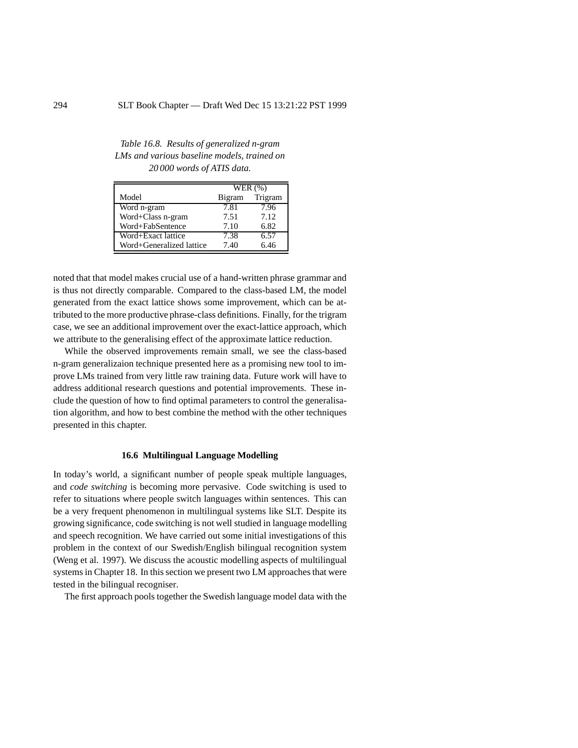*Table 16.8. Results of generalized n-gram LMs and various baseline models, trained on 20 000 words of ATIS data.*

| | WER (%) | |
|---|---|---|
| Model | Bigram | Trigram |
| Word n-gram | 7.81 | 7.96 |
| Word+Class n-gram | 7.51 | 7.12 |
| Word+FabSentence | 7.10 | 6.82 |
| Word+Exact lattice | 7.38 | 6.57 |
| Word+Generalized lattice | 7.40 | 6.46 |

noted that that model makes crucial use of a hand-written phrase grammar and is thus not directly comparable. Compared to the class-based LM, the model generated from the exact lattice shows some improvement, which can be attributed to the more productive phrase-class definitions. Finally, for the trigram case, we see an additional improvement over the exact-lattice approach, which we attribute to the generalising effect of the approximate lattice reduction.

While the observed improvements remain small, we see the class-based n-gram generalizaion technique presented here as a promising new tool to improve LMs trained from very little raw training data. Future work will have to address additional research questions and potential improvements. These include the question of how to find optimal parameters to control the generalisation algorithm, and how to best combine the method with the other techniques presented in this chapter.

### 16.6 Multilingual Language Modelling

In today's world, a significant number of people speak multiple languages, and *code switching* is becoming more pervasive. Code switching is used to refer to situations where people switch languages within sentences. This can be a very frequent phenomenon in multilingual systems like SLT. Despite its growing significance, code switching is not well studied in language modelling and speech recognition. We have carried out some initial investigations of this problem in the context of our Swedish/English bilingual recognition system (Weng et al. 1997). We discuss the acoustic modelling aspects of multilingual systems in Chapter 18. In this section we present two LM approaches that were tested in the bilingual recogniser.

The first approach pools together the Swedish language model data with the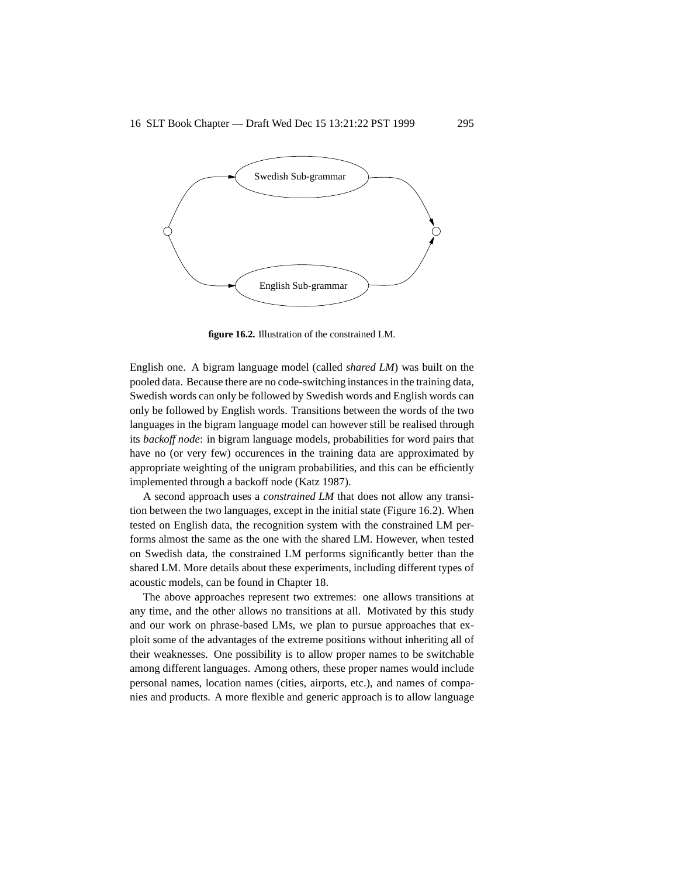**figure 16.2.** Illustration of the constrained LM.

English one. A bigram language model (called *shared LM*) was built on the pooled data. Because there are no code-switching instances in the training data, Swedish words can only be followed by Swedish words and English words can only be followed by English words. Transitions between the words of the two languages in the bigram language model can however still be realised through its *backoff node*: in bigram language models, probabilities for word pairs that have no (or very few) occurences in the training data are approximated by appropriate weighting of the unigram probabilities, and this can be efficiently implemented through a backoff node (Katz 1987).

A second approach uses a *constrained LM* that does not allow any transition between the two languages, except in the initial state (Figure 16.2). When tested on English data, the recognition system with the constrained LM performs almost the same as the one with the shared LM. However, when tested on Swedish data, the constrained LM performs significantly better than the shared LM. More details about these experiments, including different types of acoustic models, can be found in Chapter 18.

The above approaches represent two extremes: one allows transitions at any time, and the other allows no transitions at all. Motivated by this study and our work on phrase-based LMs, we plan to pursue approaches that exploit some of the advantages of the extreme positions without inheriting all of their weaknesses. One possibility is to allow proper names to be switchable among different languages. Among others, these proper names would include personal names, location names (cities, airports, etc.), and names of companies and products. A more flexible and generic approach is to allow language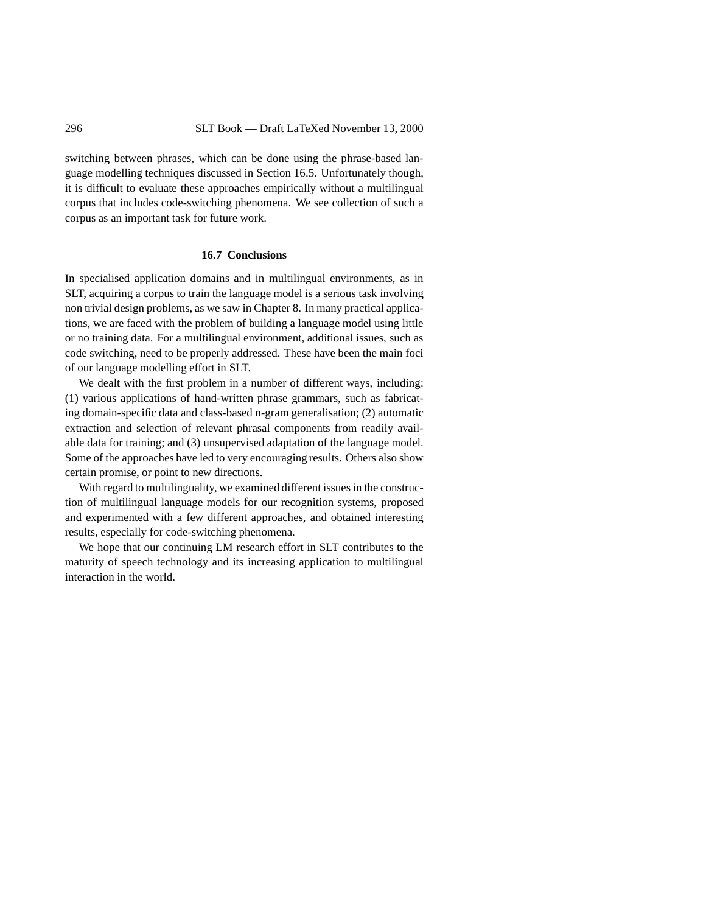switching between phrases, which can be done using the phrase-based language modelling techniques discussed in Section 16.5. Unfortunately though, it is difficult to evaluate these approaches empirically without a multilingual corpus that includes code-switching phenomena. We see collection of such a corpus as an important task for future work.

## 16.7 Conclusions

In specialised application domains and in multilingual environments, as in SLT, acquiring a corpus to train the language model is a serious task involving non trivial design problems, as we saw in Chapter 8. In many practical applications, we are faced with the problem of building a language model using little or no training data. For a multilingual environment, additional issues, such as code switching, need to be properly addressed. These have been the main foci of our language modelling effort in SLT.

We dealt with the first problem in a number of different ways, including: (1) various applications of hand-written phrase grammars, such as fabricating domain-specific data and class-based n-gram generalisation; (2) automatic extraction and selection of relevant phrasal components from readily available data for training; and (3) unsupervised adaptation of the language model. Some of the approaches have led to very encouraging results. Others also show certain promise, or point to new directions.

With regard to multilinguality, we examined different issues in the construction of multilingual language models for our recognition systems, proposed and experimented with a few different approaches, and obtained interesting results, especially for code-switching phenomena.

We hope that our continuing LM research effort in SLT contributes to the maturity of speech technology and its increasing application to multilingual interaction in the world.